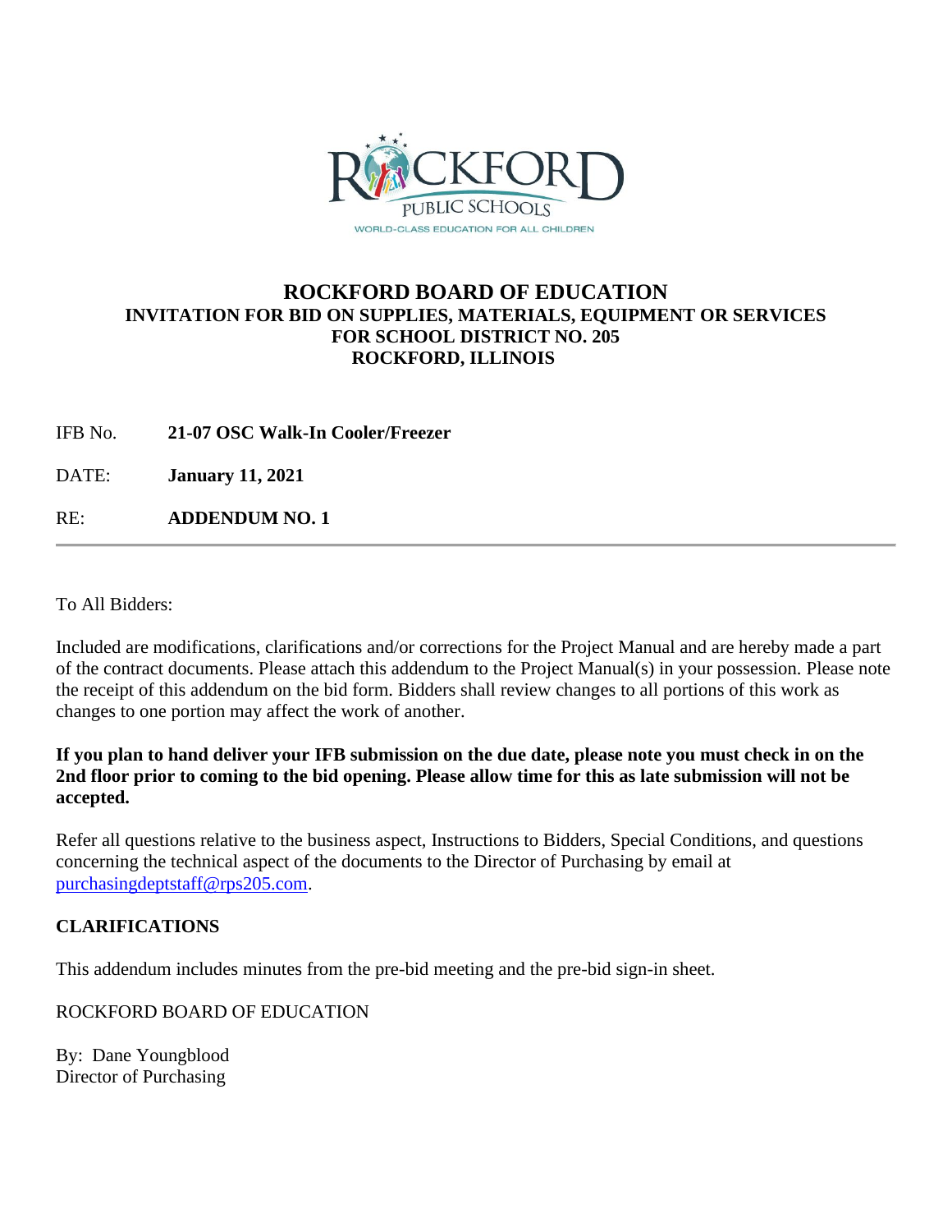# ROCKFORD BOARD OF EDUCATION

## INVITATION FOR BID ON SUPPLIES, MATERIALS, EQUIPMENT OR SERVICES FOR SCHOOL DISTRICT NO. 205 ROCKFORD, ILLINOIS

IFB No. **21-07 OSC Walk-In Cooler/Freezer**

DATE: **January 11, 2021**

RE: **ADDENDUM NO. 1**

---

To All Bidders:

Included are modifications, clarifications and/or corrections for the Project Manual and are hereby made a part of the contract documents. Please attach this addendum to the Project Manual(s) in your possession. Please note the receipt of this addendum on the bid form. Bidders shall review changes to all portions of this work as changes to one portion may affect the work of another.

**If you plan to hand deliver your IFB submission on the due date, please note you must check in on the 2nd floor prior to coming to the bid opening. Please allow time for this as late submission will not be accepted.**

Refer all questions relative to the business aspect, Instructions to Bidders, Special Conditions, and questions concerning the technical aspect of the documents to the Director of Purchasing by email at purchasingdeptstaff@rps205.com.

**CLARIFICATIONS**

This addendum includes minutes from the pre-bid meeting and the pre-bid sign-in sheet.

ROCKFORD BOARD OF EDUCATION

By: Dane Youngblood
Director of Purchasing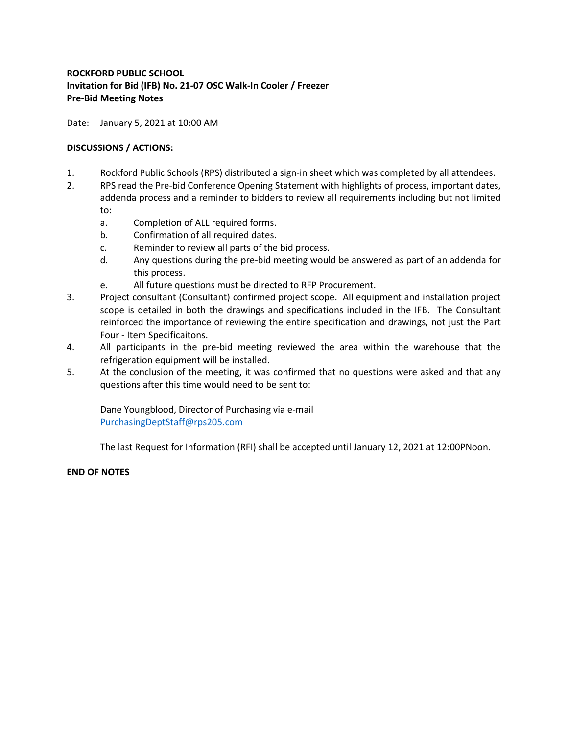**ROCKFORD PUBLIC SCHOOL**
**Invitation for Bid (IFB) No. 21-07 OSC Walk-In Cooler / Freezer**
**Pre-Bid Meeting Notes**

Date: January 5, 2021 at 10:00 AM

**DISCUSSIONS / ACTIONS:**

1. Rockford Public Schools (RPS) distributed a sign-in sheet which was completed by all attendees.
2. RPS read the Pre-bid Conference Opening Statement with highlights of process, important dates, addenda process and a reminder to bidders to review all requirements including but not limited to:
   a. Completion of ALL required forms.
   b. Confirmation of all required dates.
   c. Reminder to review all parts of the bid process.
   d. Any questions during the pre-bid meeting would be answered as part of an addenda for this process.
   e. All future questions must be directed to RFP Procurement.
3. Project consultant (Consultant) confirmed project scope. All equipment and installation project scope is detailed in both the drawings and specifications included in the IFB. The Consultant reinforced the importance of reviewing the entire specification and drawings, not just the Part Four - Item Specificaitons.
4. All participants in the pre-bid meeting reviewed the area within the warehouse that the refrigeration equipment will be installed.
5. At the conclusion of the meeting, it was confirmed that no questions were asked and that any questions after this time would need to be sent to:

   Dane Youngblood, Director of Purchasing via e-mail
   PurchasingDeptStaff@rps205.com

   The last Request for Information (RFI) shall be accepted until January 12, 2021 at 12:00PNoon.

**END OF NOTES**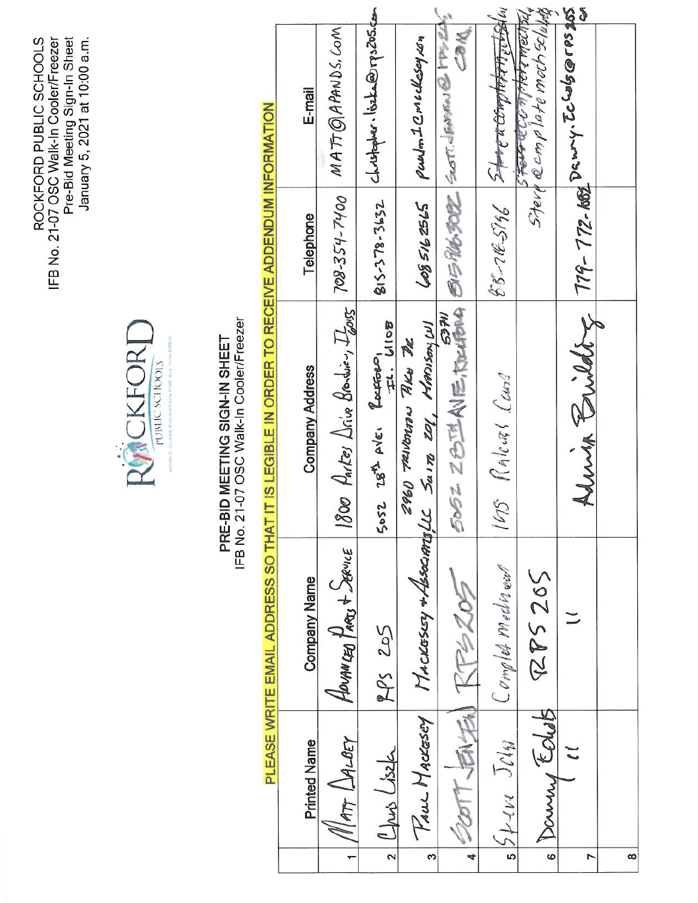ROCKFORD PUBLIC SCHOOLS
IFB No. 21-07 OSC Walk-In Cooler/Freezer
Pre-Bid Meeting Sign-In Sheet
January 5, 2021 at 10:00 a.m.

# PRE-BID MEETING SIGN-IN SHEET

IFB No. 21-07 OSC Walk-In Cooler/Freezer

**PLEASE WRITE EMAIL ADDRESS SO THAT IT IS LEGIBLE IN ORDER TO RECEIVE ADDENDUM INFORMATION**

| | Printed Name | Company Name | Company Address | Telephone | E-mail |
|---|---|---|---|---|---|
| 1 | Matt Dalbey | Advanced Parts + Service | 1800 Parkes Drive Broadview, IL 60155 | 708-354-7400 | MATT@APANDS.COM |
| 2 | Chris Liszka | RPS 205 | 5052 28th Ave. Rockford, IL. 61108 | 815-378-3632 | christopher.liszka@rps205.com |
| 3 | Paul Mackesey | Mackesey + Associates LLC | 2960 Triverton Pike Dr Suite 201, Madison, WI 53711 | 608 516 2565 | paulm@mackesey.com |
| 4 | Scott Jensen | RPS 205 | 5052 28th Ave. Rockford | 815-966-3022 | scott.jensen@rps205.com |
| 5 | Steve Schley | Complete mechanical | 1675 Ralcvis Court | 815-218-5746 | Steve@completemechanical... / Steve@completemechsolutions |
| 6 | Danny Echols | RPS 205 | | 779-772-1082 | Danny.Echols@rps205.com |
| 7 | " | " | Admin Building | | |
| 8 | | | | | |